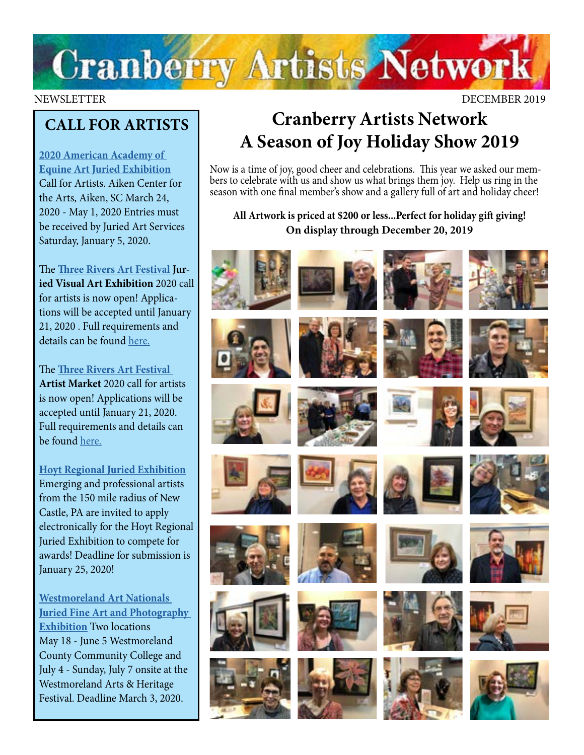# Cranberry Artists Network

NEWSLETTER DECEMBER 2019

## CALL FOR ARTISTS

**2020 American Academy of Equine Art Juried Exhibition** Call for Artists. Aiken Center for the Arts, Aiken, SC March 24, 2020 - May 1, 2020 Entries must be received by Juried Art Services Saturday, January 5, 2020.

The **Three Rivers Art Festival Juried Visual Art Exhibition** 2020 call for artists is now open! Applications will be accepted until January 21, 2020 . Full requirements and details can be found here.

The **Three Rivers Art Festival Artist Market** 2020 call for artists is now open! Applications will be accepted until January 21, 2020. Full requirements and details can be found here.

**Hoyt Regional Juried Exhibition** Emerging and professional artists from the 150 mile radius of New Castle, PA are invited to apply electronically for the Hoyt Regional Juried Exhibition to compete for awards! Deadline for submission is January 25, 2020!

**Westmoreland Art Nationals Juried Fine Art and Photography Exhibition** Two locations May 18 - June 5 Westmoreland County Community College and July 4 - Sunday, July 7 onsite at the Westmoreland Arts & Heritage Festival. Deadline March 3, 2020.

## Cranberry Artists Network A Season of Joy Holiday Show 2019

Now is a time of joy, good cheer and celebrations. This year we asked our members to celebrate with us and show us what brings them joy. Help us ring in the season with one final member's show and a gallery full of art and holiday cheer!

**All Artwork is priced at $200 or less...Perfect for holiday gift giving! On display through December 20, 2019**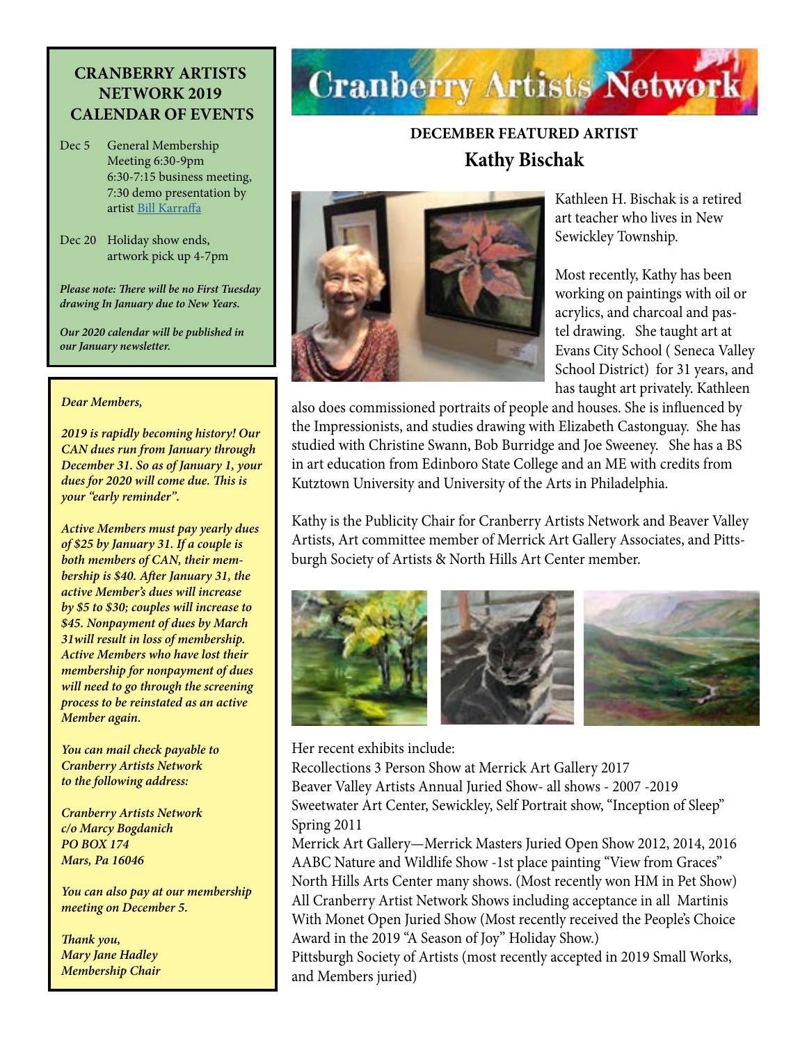## CRANBERRY ARTISTS NETWORK 2019 CALENDAR OF EVENTS

Dec 5 General Membership Meeting 6:30-9pm
6:30-7:15 business meeting,
7:30 demo presentation by artist Bill Karraffa

Dec 20 Holiday show ends, artwork pick up 4-7pm

*Please note: There will be no First Tuesday drawing In January due to New Years.*

*Our 2020 calendar will be published in our January newsletter.*

***Dear Members,***

***2019 is rapidly becoming history! Our CAN dues run from January through December 31. So as of January 1, your dues for 2020 will come due. This is your "early reminder".***

***Active Members must pay yearly dues of $25 by January 31. If a couple is both members of CAN, their membership is $40. After January 31, the active Member's dues will increase by $5 to $30; couples will increase to $45. Nonpayment of dues by March 31will result in loss of membership. Active Members who have lost their membership for nonpayment of dues will need to go through the screening process to be reinstated as an active Member again.***

***You can mail check payable to Cranberry Artists Network to the following address:***

***Cranberry Artists Network***
***c/o Marcy Bogdanich***
***PO BOX 174***
***Mars, Pa 16046***

***You can also pay at our membership meeting on December 5.***

***Thank you,***
***Mary Jane Hadley***
***Membership Chair***

# Cranberry Artists Network

## DECEMBER FEATURED ARTIST
## Kathy Bischak

Kathleen H. Bischak is a retired art teacher who lives in New Sewickley Township.

Most recently, Kathy has been working on paintings with oil or acrylics, and charcoal and pastel drawing. She taught art at Evans City School ( Seneca Valley School District) for 31 years, and has taught art privately. Kathleen also does commissioned portraits of people and houses. She is influenced by the Impressionists, and studies drawing with Elizabeth Castonguay. She has studied with Christine Swann, Bob Burridge and Joe Sweeney. She has a BS in art education from Edinboro State College and an ME with credits from Kutztown University and University of the Arts in Philadelphia.

Kathy is the Publicity Chair for Cranberry Artists Network and Beaver Valley Artists, Art committee member of Merrick Art Gallery Associates, and Pittsburgh Society of Artists & North Hills Art Center member.

Her recent exhibits include:
Recollections 3 Person Show at Merrick Art Gallery 2017
Beaver Valley Artists Annual Juried Show- all shows - 2007 -2019
Sweetwater Art Center, Sewickley, Self Portrait show, "Inception of Sleep" Spring 2011
Merrick Art Gallery—Merrick Masters Juried Open Show 2012, 2014, 2016
AABC Nature and Wildlife Show -1st place painting "View from Graces"
North Hills Arts Center many shows. (Most recently won HM in Pet Show)
All Cranberry Artist Network Shows including acceptance in all Martinis With Monet Open Juried Show (Most recently received the People's Choice Award in the 2019 "A Season of Joy" Holiday Show.)
Pittsburgh Society of Artists (most recently accepted in 2019 Small Works, and Members juried)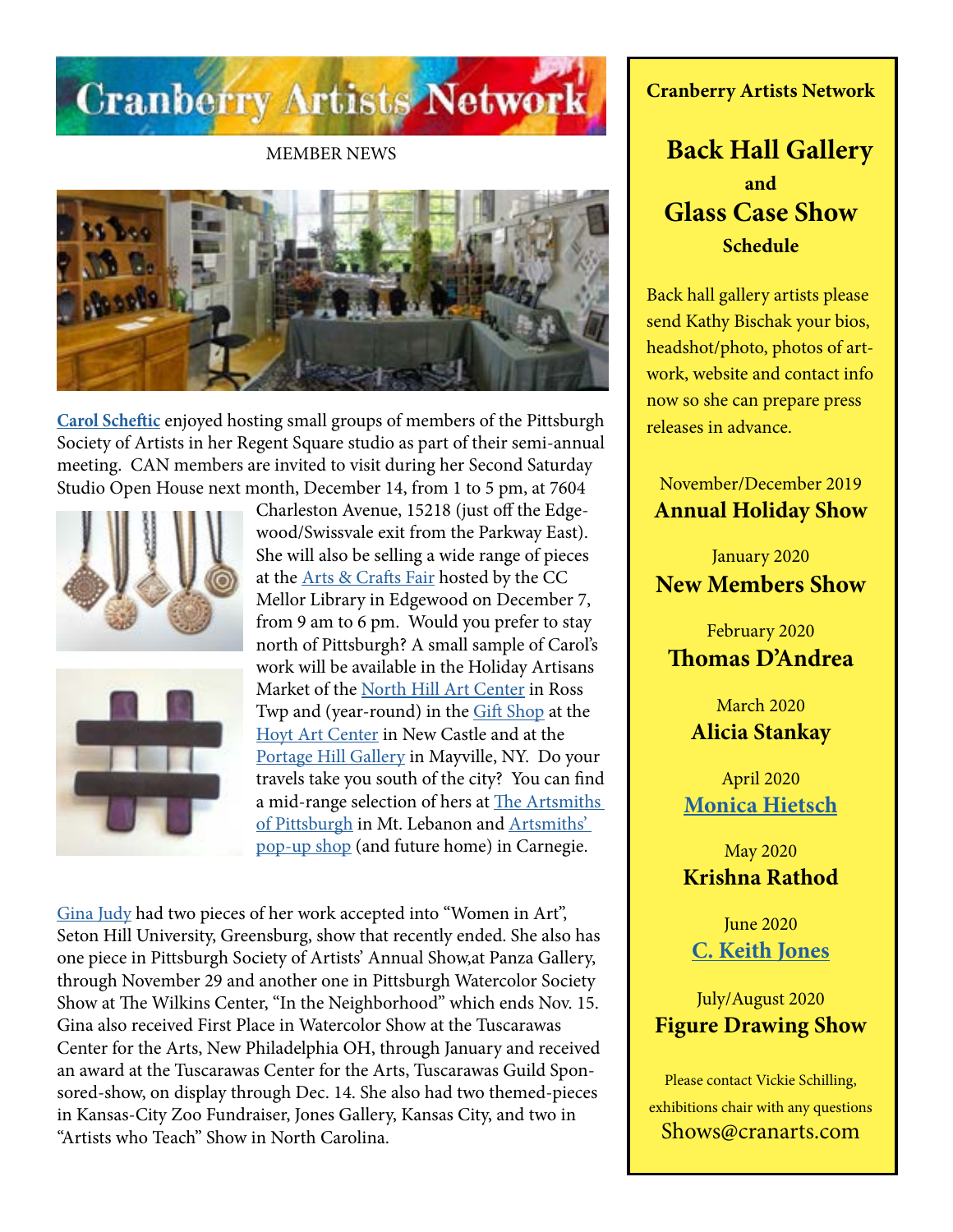# Cranberry Artists Network

MEMBER NEWS

**Carol Scheftic** enjoyed hosting small groups of members of the Pittsburgh Society of Artists in her Regent Square studio as part of their semi-annual meeting. CAN members are invited to visit during her Second Saturday Studio Open House next month, December 14, from 1 to 5 pm, at 7604 Charleston Avenue, 15218 (just off the Edgewood/Swissvale exit from the Parkway East). She will also be selling a wide range of pieces at the Arts & Crafts Fair hosted by the CC Mellor Library in Edgewood on December 7, from 9 am to 6 pm. Would you prefer to stay north of Pittsburgh? A small sample of Carol's work will be available in the Holiday Artisans Market of the North Hill Art Center in Ross Twp and (year-round) in the Gift Shop at the Hoyt Art Center in New Castle and at the Portage Hill Gallery in Mayville, NY. Do your travels take you south of the city? You can find a mid-range selection of hers at The Artsmiths of Pittsburgh in Mt. Lebanon and Artsmiths' pop-up shop (and future home) in Carnegie.

Gina Judy had two pieces of her work accepted into "Women in Art", Seton Hill University, Greensburg, show that recently ended. She also has one piece in Pittsburgh Society of Artists' Annual Show,at Panza Gallery, through November 29 and another one in Pittsburgh Watercolor Society Show at The Wilkins Center, "In the Neighborhood" which ends Nov. 15. Gina also received First Place in Watercolor Show at the Tuscarawas Center for the Arts, New Philadelphia OH, through January and received an award at the Tuscarawas Center for the Arts, Tuscarawas Guild Sponsored-show, on display through Dec. 14. She also had two themed-pieces in Kansas-City Zoo Fundraiser, Jones Gallery, Kansas City, and two in "Artists who Teach" Show in North Carolina.

**Cranberry Artists Network**

## Back Hall Gallery and Glass Case Show Schedule

Back hall gallery artists please send Kathy Bischak your bios, headshot/photo, photos of artwork, website and contact info now so she can prepare press releases in advance.

November/December 2019
**Annual Holiday Show**

January 2020
**New Members Show**

February 2020
**Thomas D'Andrea**

March 2020
**Alicia Stankay**

April 2020
**Monica Hietsch**

May 2020
**Krishna Rathod**

June 2020
**C. Keith Jones**

July/August 2020
**Figure Drawing Show**

Please contact Vickie Schilling, exhibitions chair with any questions
Shows@cranarts.com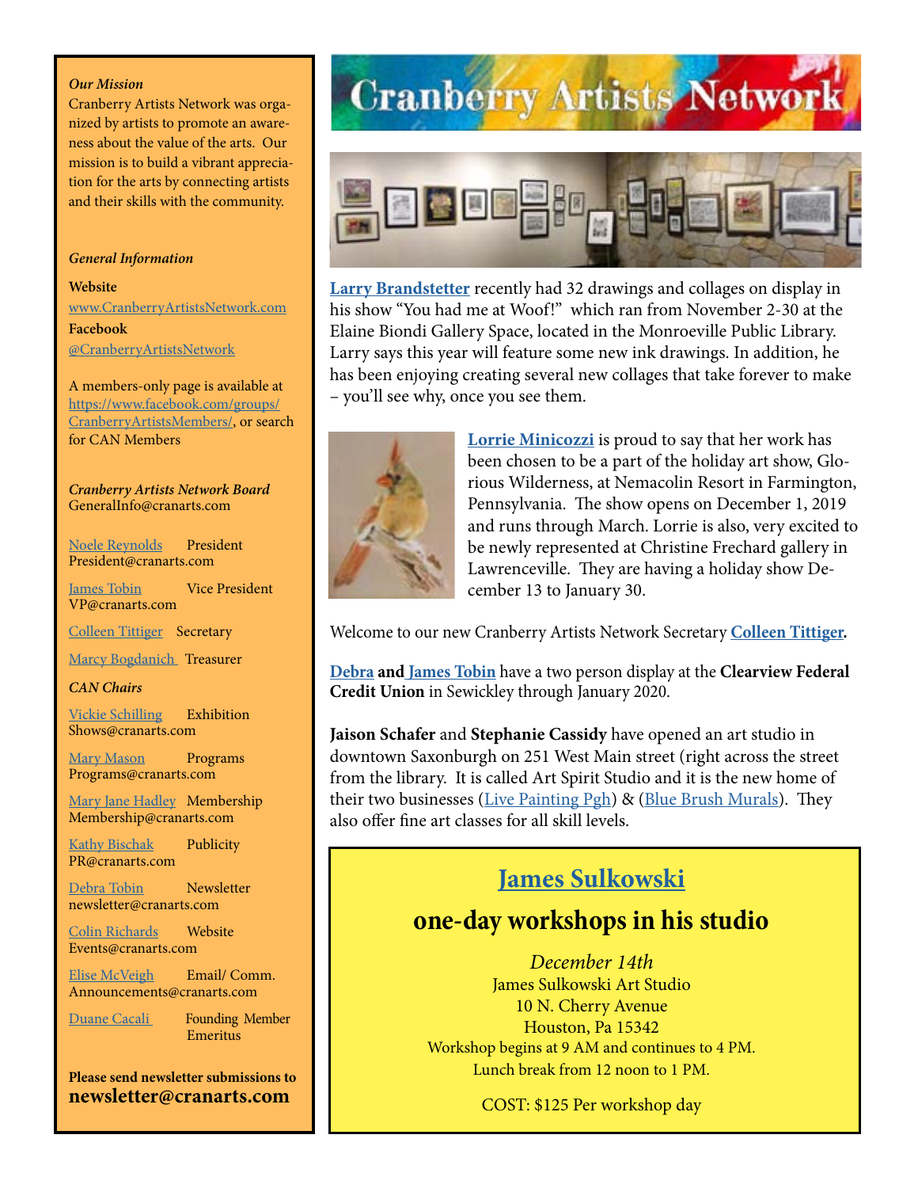# Cranberry Artists Network

*Our Mission*

Cranberry Artists Network was organized by artists to promote an awareness about the value of the arts. Our mission is to build a vibrant appreciation for the arts by connecting artists and their skills with the community.

*General Information*

**Website**
www.CranberryArtistsNetwork.com
**Facebook**
@CranberryArtistsNetwork

A members-only page is available at https://www.facebook.com/groups/CranberryArtistsMembers/, or search for CAN Members

*Cranberry Artists Network Board*
GeneralInfo@cranarts.com

Noele Reynolds — President
President@cranarts.com

James Tobin — Vice President
VP@cranarts.com

Colleen Tittiger — Secretary

Marcy Bogdanich — Treasurer

*CAN Chairs*

Vickie Schilling — Exhibition
Shows@cranarts.com

Mary Mason — Programs
Programs@cranarts.com

Mary Jane Hadley — Membership
Membership@cranarts.com

Kathy Bischak — Publicity
PR@cranarts.com

Debra Tobin — Newsletter
newsletter@cranarts.com

Colin Richards — Website
Events@cranarts.com

Elise McVeigh — Email/ Comm.
Announcements@cranarts.com

Duane Cacali — Founding Member Emeritus

**Please send newsletter submissions to**
**newsletter@cranarts.com**

**Larry Brandstetter** recently had 32 drawings and collages on display in his show "You had me at Woof!" which ran from November 2-30 at the Elaine Biondi Gallery Space, located in the Monroeville Public Library. Larry says this year will feature some new ink drawings. In addition, he has been enjoying creating several new collages that take forever to make – you'll see why, once you see them.

**Lorrie Minicozzi** is proud to say that her work has been chosen to be a part of the holiday art show, Glorious Wilderness, at Nemacolin Resort in Farmington, Pennsylvania. The show opens on December 1, 2019 and runs through March. Lorrie is also, very excited to be newly represented at Christine Frechard gallery in Lawrenceville. They are having a holiday show December 13 to January 30.

Welcome to our new Cranberry Artists Network Secretary **Colleen Tittiger.**

**Debra and James Tobin** have a two person display at the **Clearview Federal Credit Union** in Sewickley through January 2020.

**Jaison Schafer** and **Stephanie Cassidy** have opened an art studio in downtown Saxonburgh on 251 West Main street (right across the street from the library. It is called Art Spirit Studio and it is the new home of their two businesses (Live Painting Pgh) & (Blue Brush Murals). They also offer fine art classes for all skill levels.

## James Sulkowski

## one-day workshops in his studio

*December 14th*
James Sulkowski Art Studio
10 N. Cherry Avenue
Houston, Pa 15342
Workshop begins at 9 AM and continues to 4 PM.
Lunch break from 12 noon to 1 PM.

COST: $125 Per workshop day